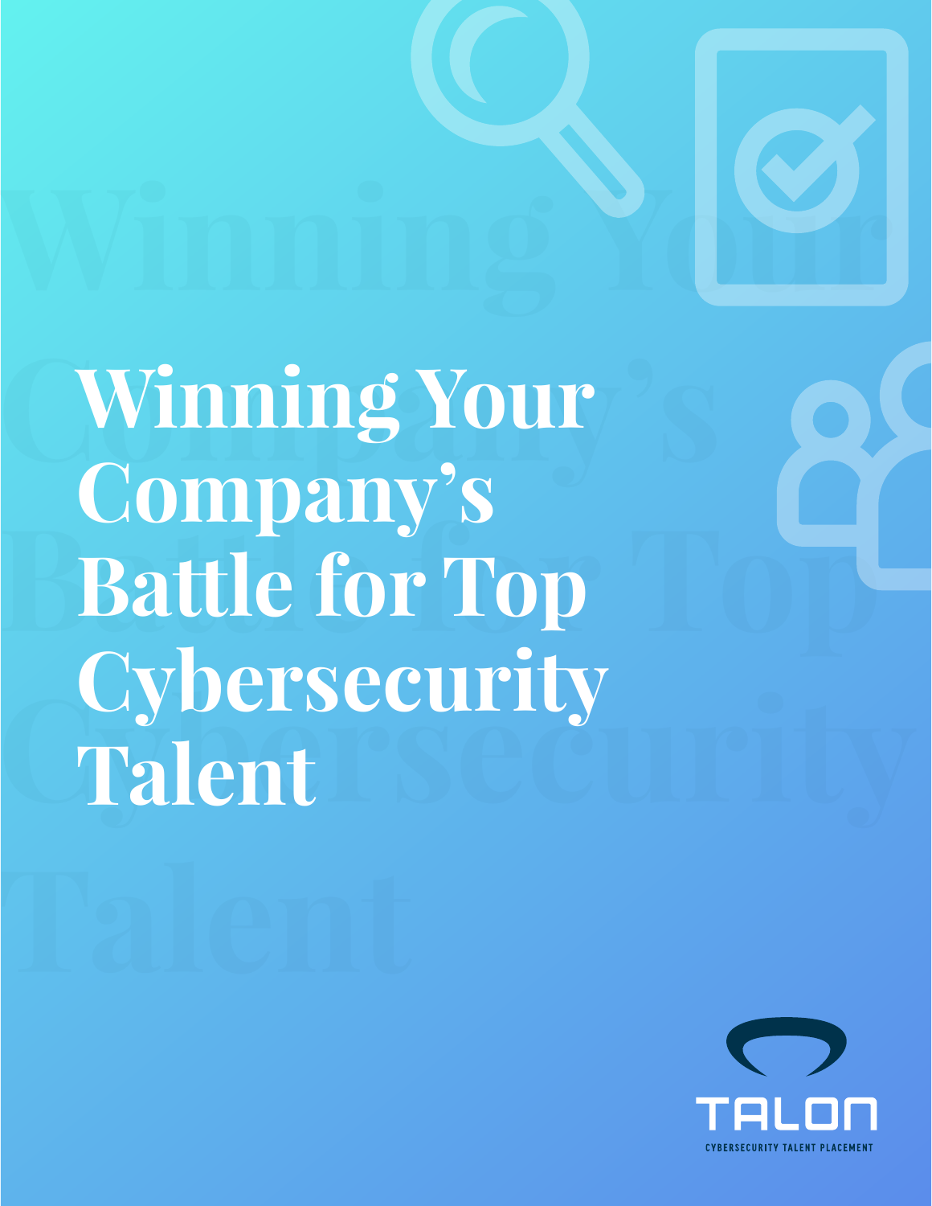# Winning Your Company's Battle for Top Cybersecurity Talent

TALON

CYBERSECURITY TALENT PLACEMENT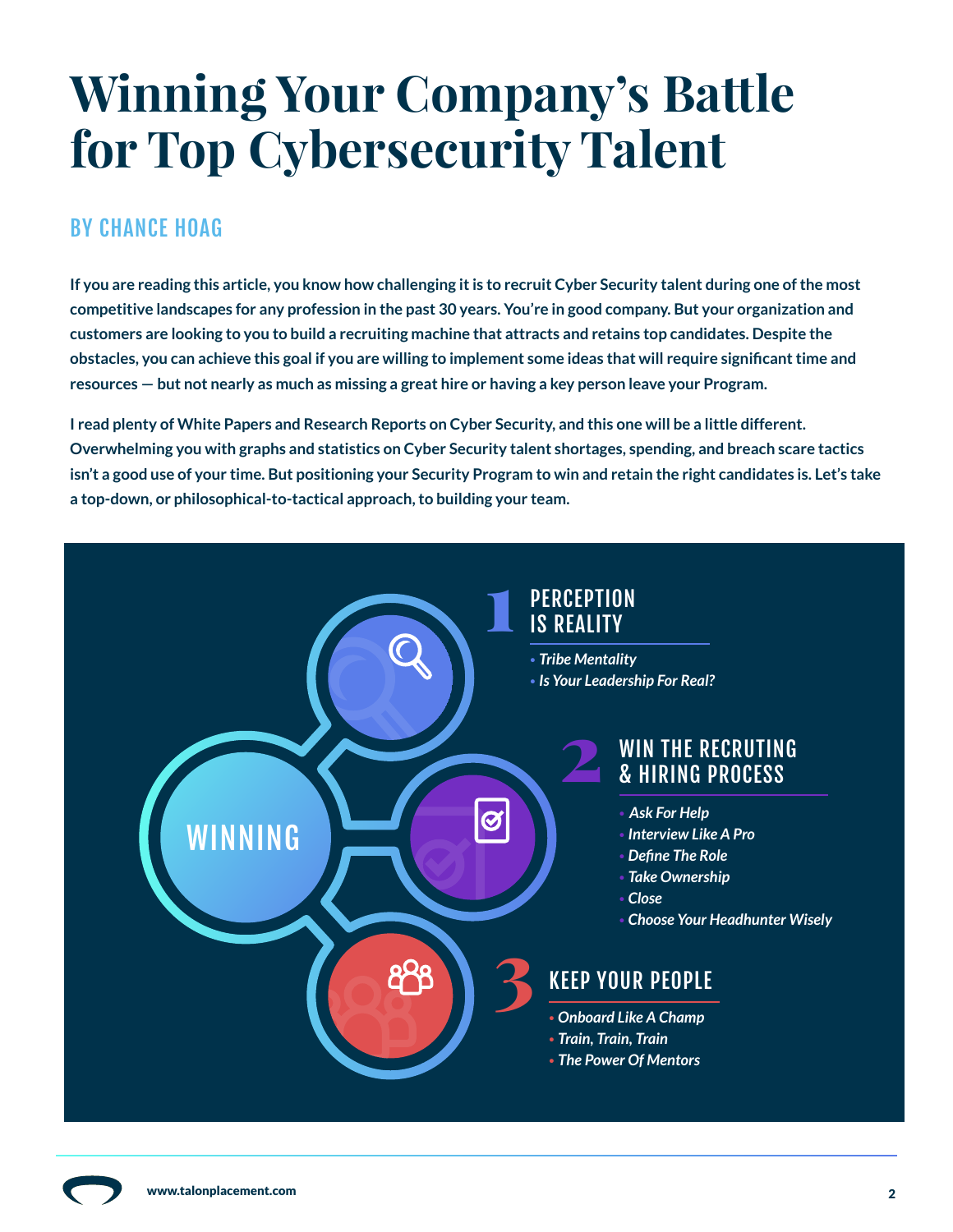# Winning Your Company's Battle for Top Cybersecurity Talent

## BY CHANCE HOAG

**If you are reading this article, you know how challenging it is to recruit Cyber Security talent during one of the most competitive landscapes for any profession in the past 30 years. You're in good company. But your organization and customers are looking to you to build a recruiting machine that attracts and retains top candidates. Despite the obstacles, you can achieve this goal if you are willing to implement some ideas that will require significant time and resources — but not nearly as much as missing a great hire or having a key person leave your Program.**

**I read plenty of White Papers and Research Reports on Cyber Security, and this one will be a little different. Overwhelming you with graphs and statistics on Cyber Security talent shortages, spending, and breach scare tactics isn't a good use of your time. But positioning your Security Program to win and retain the right candidates is. Let's take a top-down, or philosophical-to-tactical approach, to building your team.**

WINNING

### 1 PERCEPTION IS REALITY

- *Tribe Mentality*
- *Is Your Leadership For Real?*

### 2 WIN THE RECRUTING & HIRING PROCESS

- *Ask For Help*
- *Interview Like A Pro*
- *Define The Role*
- *Take Ownership*
- *Close*
- *Choose Your Headhunter Wisely*

### 3 KEEP YOUR PEOPLE

- *Onboard Like A Champ*
- *Train, Train, Train*
- *The Power Of Mentors*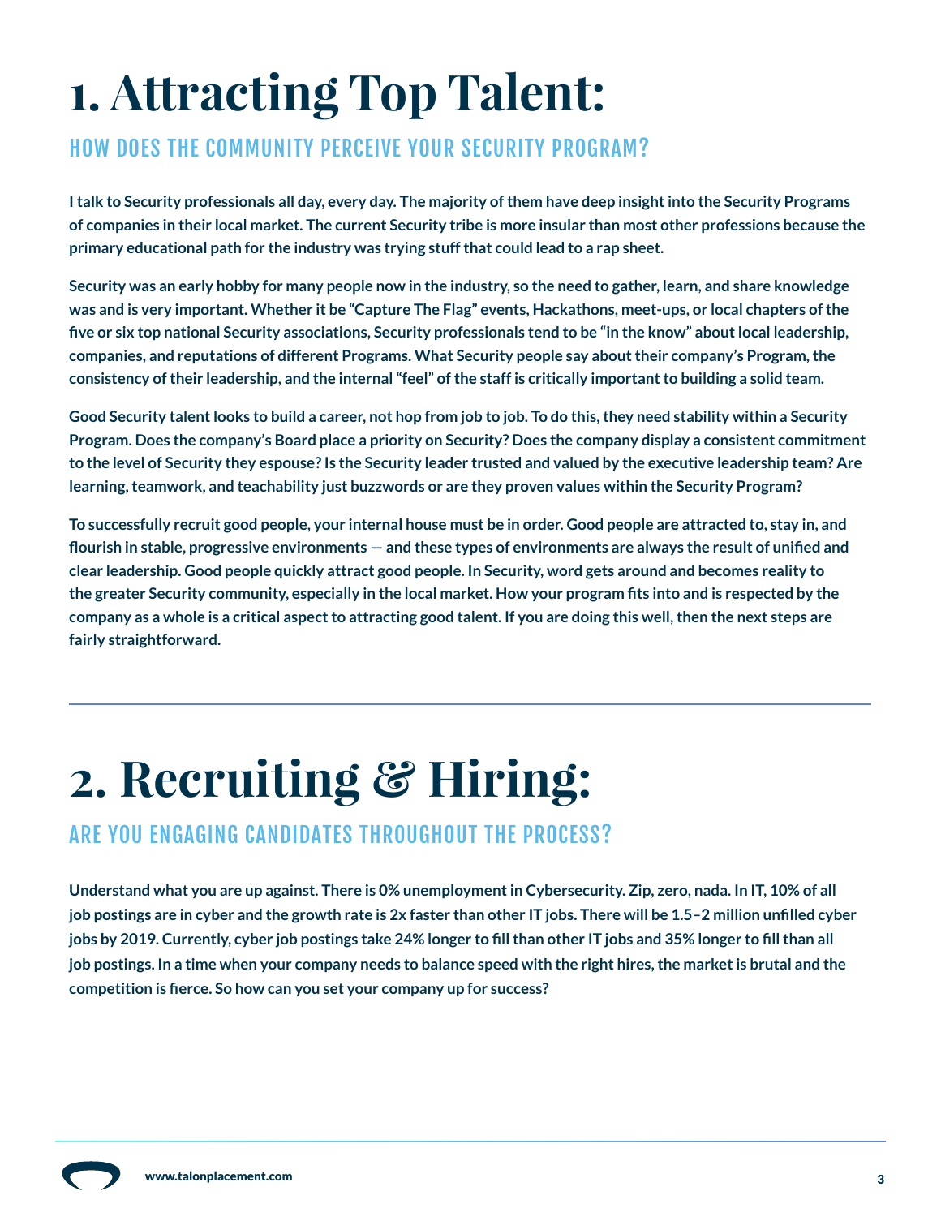# 1. Attracting Top Talent:

## HOW DOES THE COMMUNITY PERCEIVE YOUR SECURITY PROGRAM?

**I talk to Security professionals all day, every day. The majority of them have deep insight into the Security Programs of companies in their local market. The current Security tribe is more insular than most other professions because the primary educational path for the industry was trying stuff that could lead to a rap sheet.**

**Security was an early hobby for many people now in the industry, so the need to gather, learn, and share knowledge was and is very important. Whether it be "Capture The Flag" events, Hackathons, meet-ups, or local chapters of the five or six top national Security associations, Security professionals tend to be "in the know" about local leadership, companies, and reputations of different Programs. What Security people say about their company's Program, the consistency of their leadership, and the internal "feel" of the staff is critically important to building a solid team.**

**Good Security talent looks to build a career, not hop from job to job. To do this, they need stability within a Security Program. Does the company's Board place a priority on Security? Does the company display a consistent commitment to the level of Security they espouse? Is the Security leader trusted and valued by the executive leadership team? Are learning, teamwork, and teachability just buzzwords or are they proven values within the Security Program?**

**To successfully recruit good people, your internal house must be in order. Good people are attracted to, stay in, and flourish in stable, progressive environments — and these types of environments are always the result of unified and clear leadership. Good people quickly attract good people. In Security, word gets around and becomes reality to the greater Security community, especially in the local market. How your program fits into and is respected by the company as a whole is a critical aspect to attracting good talent. If you are doing this well, then the next steps are fairly straightforward.**

---

# 2. Recruiting & Hiring:

## ARE YOU ENGAGING CANDIDATES THROUGHOUT THE PROCESS?

**Understand what you are up against. There is 0% unemployment in Cybersecurity. Zip, zero, nada. In IT, 10% of all job postings are in cyber and the growth rate is 2x faster than other IT jobs. There will be 1.5–2 million unfilled cyber jobs by 2019. Currently, cyber job postings take 24% longer to fill than other IT jobs and 35% longer to fill than all job postings. In a time when your company needs to balance speed with the right hires, the market is brutal and the competition is fierce. So how can you set your company up for success?**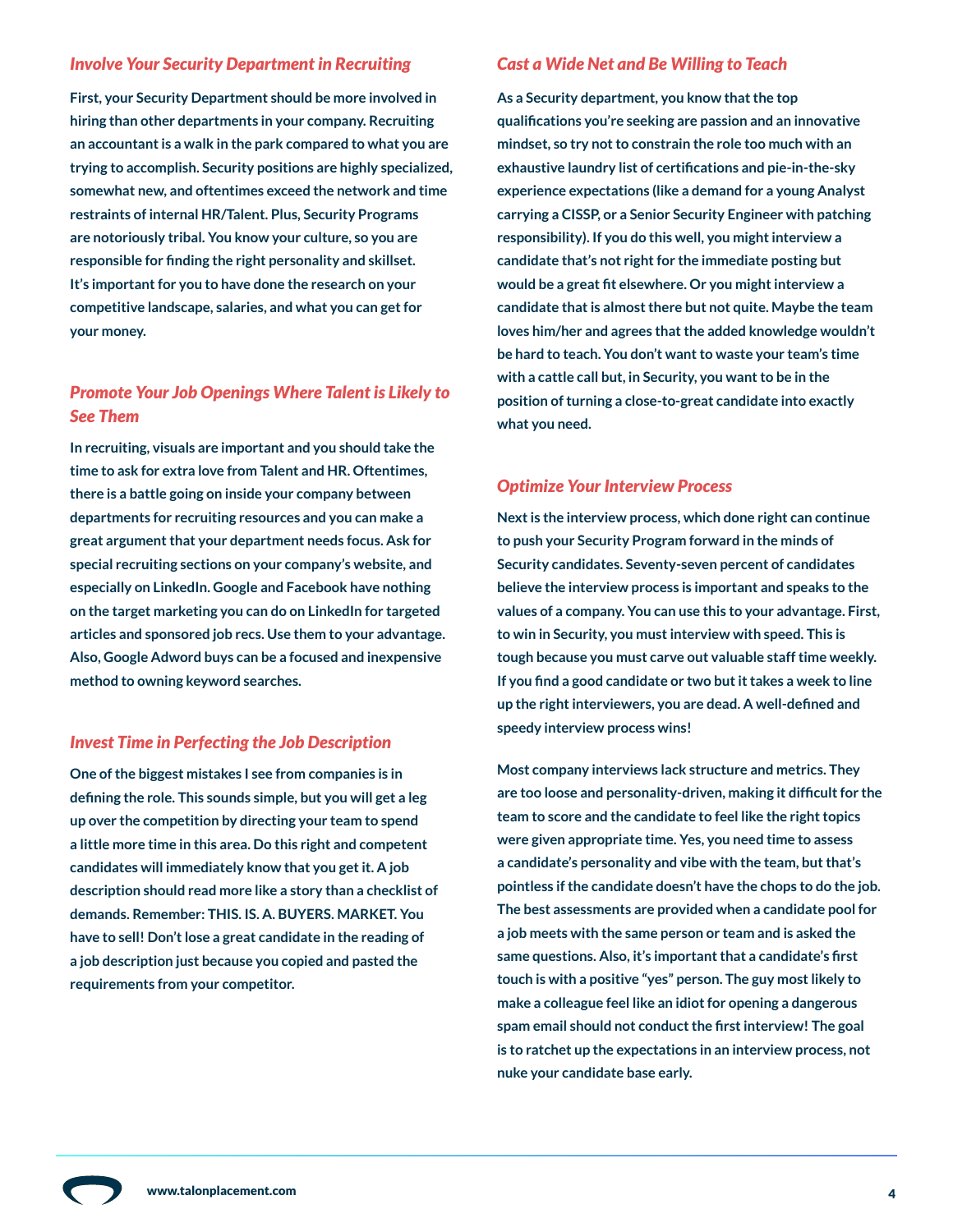### *Involve Your Security Department in Recruiting*

**First, your Security Department should be more involved in hiring than other departments in your company. Recruiting an accountant is a walk in the park compared to what you are trying to accomplish. Security positions are highly specialized, somewhat new, and oftentimes exceed the network and time restraints of internal HR/Talent. Plus, Security Programs are notoriously tribal. You know your culture, so you are responsible for finding the right personality and skillset. It's important for you to have done the research on your competitive landscape, salaries, and what you can get for your money.**

### *Promote Your Job Openings Where Talent is Likely to See Them*

**In recruiting, visuals are important and you should take the time to ask for extra love from Talent and HR. Oftentimes, there is a battle going on inside your company between departments for recruiting resources and you can make a great argument that your department needs focus. Ask for special recruiting sections on your company's website, and especially on LinkedIn. Google and Facebook have nothing on the target marketing you can do on LinkedIn for targeted articles and sponsored job recs. Use them to your advantage. Also, Google Adword buys can be a focused and inexpensive method to owning keyword searches.**

### *Invest Time in Perfecting the Job Description*

**One of the biggest mistakes I see from companies is in defining the role. This sounds simple, but you will get a leg up over the competition by directing your team to spend a little more time in this area. Do this right and competent candidates will immediately know that you get it. A job description should read more like a story than a checklist of demands. Remember: THIS. IS. A. BUYERS. MARKET. You have to sell! Don't lose a great candidate in the reading of a job description just because you copied and pasted the requirements from your competitor.**

### *Cast a Wide Net and Be Willing to Teach*

**As a Security department, you know that the top qualifications you're seeking are passion and an innovative mindset, so try not to constrain the role too much with an exhaustive laundry list of certifications and pie-in-the-sky experience expectations (like a demand for a young Analyst carrying a CISSP, or a Senior Security Engineer with patching responsibility). If you do this well, you might interview a candidate that's not right for the immediate posting but would be a great fit elsewhere. Or you might interview a candidate that is almost there but not quite. Maybe the team loves him/her and agrees that the added knowledge wouldn't be hard to teach. You don't want to waste your team's time with a cattle call but, in Security, you want to be in the position of turning a close-to-great candidate into exactly what you need.**

### *Optimize Your Interview Process*

**Next is the interview process, which done right can continue to push your Security Program forward in the minds of Security candidates. Seventy-seven percent of candidates believe the interview process is important and speaks to the values of a company. You can use this to your advantage. First, to win in Security, you must interview with speed. This is tough because you must carve out valuable staff time weekly. If you find a good candidate or two but it takes a week to line up the right interviewers, you are dead. A well-defined and speedy interview process wins!**

**Most company interviews lack structure and metrics. They are too loose and personality-driven, making it difficult for the team to score and the candidate to feel like the right topics were given appropriate time. Yes, you need time to assess a candidate's personality and vibe with the team, but that's pointless if the candidate doesn't have the chops to do the job. The best assessments are provided when a candidate pool for a job meets with the same person or team and is asked the same questions. Also, it's important that a candidate's first touch is with a positive "yes" person. The guy most likely to make a colleague feel like an idiot for opening a dangerous spam email should not conduct the first interview! The goal is to ratchet up the expectations in an interview process, not nuke your candidate base early.**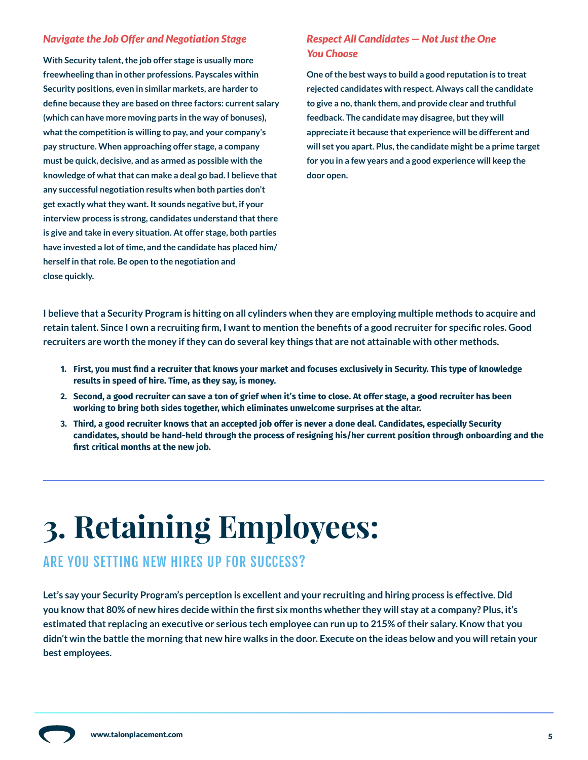### *Navigate the Job Offer and Negotiation Stage*

**With Security talent, the job offer stage is usually more freewheeling than in other professions. Payscales within Security positions, even in similar markets, are harder to define because they are based on three factors: current salary (which can have more moving parts in the way of bonuses), what the competition is willing to pay, and your company's pay structure. When approaching offer stage, a company must be quick, decisive, and as armed as possible with the knowledge of what that can make a deal go bad. I believe that any successful negotiation results when both parties don't get exactly what they want. It sounds negative but, if your interview process is strong, candidates understand that there is give and take in every situation. At offer stage, both parties have invested a lot of time, and the candidate has placed him/herself in that role. Be open to the negotiation and close quickly.**

### *Respect All Candidates — Not Just the One You Choose*

**One of the best ways to build a good reputation is to treat rejected candidates with respect. Always call the candidate to give a no, thank them, and provide clear and truthful feedback. The candidate may disagree, but they will appreciate it because that experience will be different and will set you apart. Plus, the candidate might be a prime target for you in a few years and a good experience will keep the door open.**

**I believe that a Security Program is hitting on all cylinders when they are employing multiple methods to acquire and retain talent. Since I own a recruiting firm, I want to mention the benefits of a good recruiter for specific roles. Good recruiters are worth the money if they can do several key things that are not attainable with other methods.**

1. **First, you must find a recruiter that knows your market and focuses exclusively in Security. This type of knowledge results in speed of hire. Time, as they say, is money.**
2. **Second, a good recruiter can save a ton of grief when it's time to close. At offer stage, a good recruiter has been working to bring both sides together, which eliminates unwelcome surprises at the altar.**
3. **Third, a good recruiter knows that an accepted job offer is never a done deal. Candidates, especially Security candidates, should be hand-held through the process of resigning his/her current position through onboarding and the first critical months at the new job.**

---

# 3. Retaining Employees:

## ARE YOU SETTING NEW HIRES UP FOR SUCCESS?

**Let's say your Security Program's perception is excellent and your recruiting and hiring process is effective. Did you know that 80% of new hires decide within the first six months whether they will stay at a company? Plus, it's estimated that replacing an executive or serious tech employee can run up to 215% of their salary. Know that you didn't win the battle the morning that new hire walks in the door. Execute on the ideas below and you will retain your best employees.**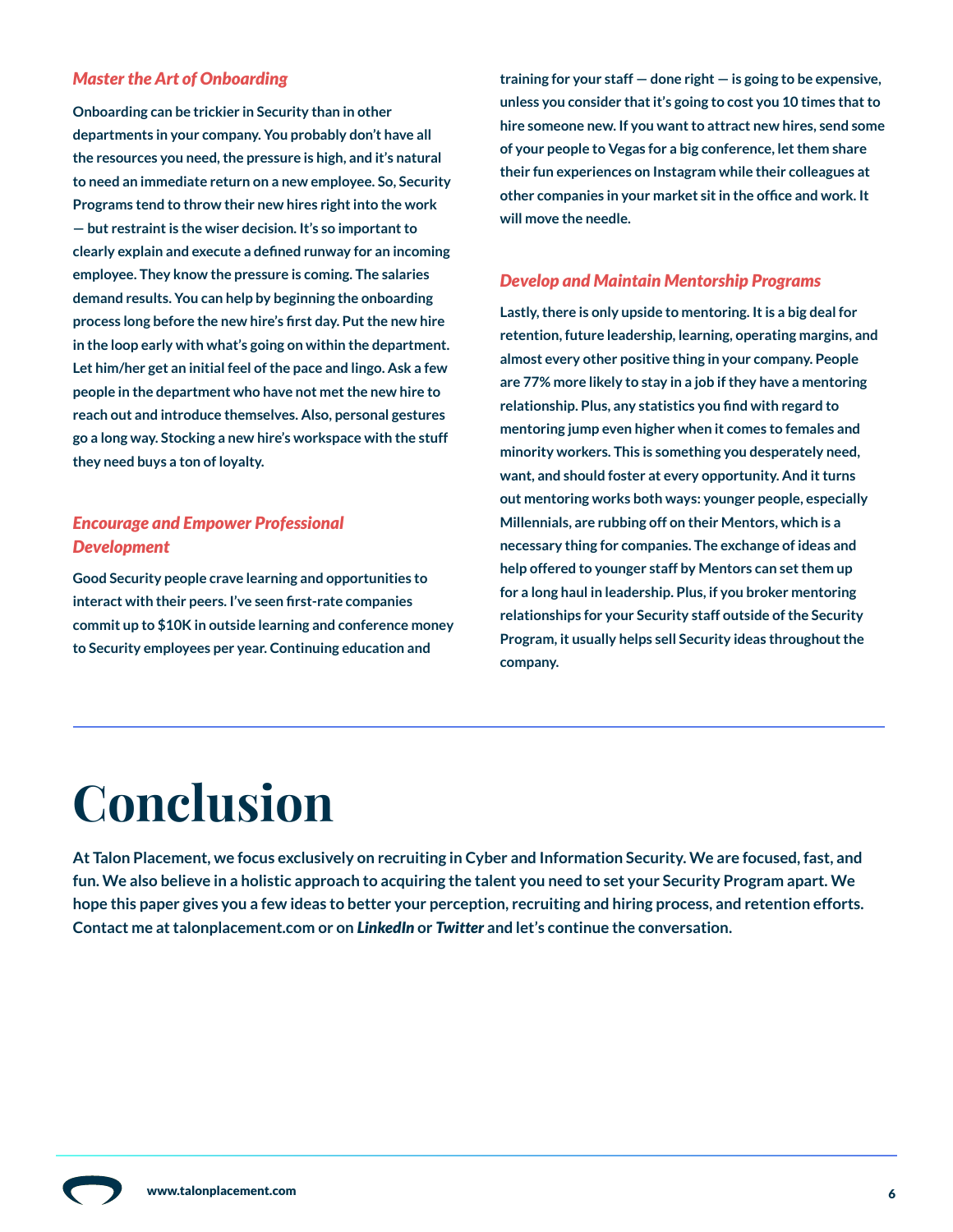### *Master the Art of Onboarding*

**Onboarding can be trickier in Security than in other departments in your company. You probably don't have all the resources you need, the pressure is high, and it's natural to need an immediate return on a new employee. So, Security Programs tend to throw their new hires right into the work — but restraint is the wiser decision. It's so important to clearly explain and execute a defined runway for an incoming employee. They know the pressure is coming. The salaries demand results. You can help by beginning the onboarding process long before the new hire's first day. Put the new hire in the loop early with what's going on within the department. Let him/her get an initial feel of the pace and lingo. Ask a few people in the department who have not met the new hire to reach out and introduce themselves. Also, personal gestures go a long way. Stocking a new hire's workspace with the stuff they need buys a ton of loyalty.**

### *Encourage and Empower Professional Development*

**Good Security people crave learning and opportunities to interact with their peers. I've seen first-rate companies commit up to $10K in outside learning and conference money to Security employees per year. Continuing education and training for your staff — done right — is going to be expensive, unless you consider that it's going to cost you 10 times that to hire someone new. If you want to attract new hires, send some of your people to Vegas for a big conference, let them share their fun experiences on Instagram while their colleagues at other companies in your market sit in the office and work. It will move the needle.**

### *Develop and Maintain Mentorship Programs*

**Lastly, there is only upside to mentoring. It is a big deal for retention, future leadership, learning, operating margins, and almost every other positive thing in your company. People are 77% more likely to stay in a job if they have a mentoring relationship. Plus, any statistics you find with regard to mentoring jump even higher when it comes to females and minority workers. This is something you desperately need, want, and should foster at every opportunity. And it turns out mentoring works both ways: younger people, especially Millennials, are rubbing off on their Mentors, which is a necessary thing for companies. The exchange of ideas and help offered to younger staff by Mentors can set them up for a long haul in leadership. Plus, if you broker mentoring relationships for your Security staff outside of the Security Program, it usually helps sell Security ideas throughout the company.**

# Conclusion

**At Talon Placement, we focus exclusively on recruiting in Cyber and Information Security. We are focused, fast, and fun. We also believe in a holistic approach to acquiring the talent you need to set your Security Program apart. We hope this paper gives you a few ideas to better your perception, recruiting and hiring process, and retention efforts. Contact me at talonplacement.com or on *LinkedIn* or *Twitter* and let's continue the conversation.**